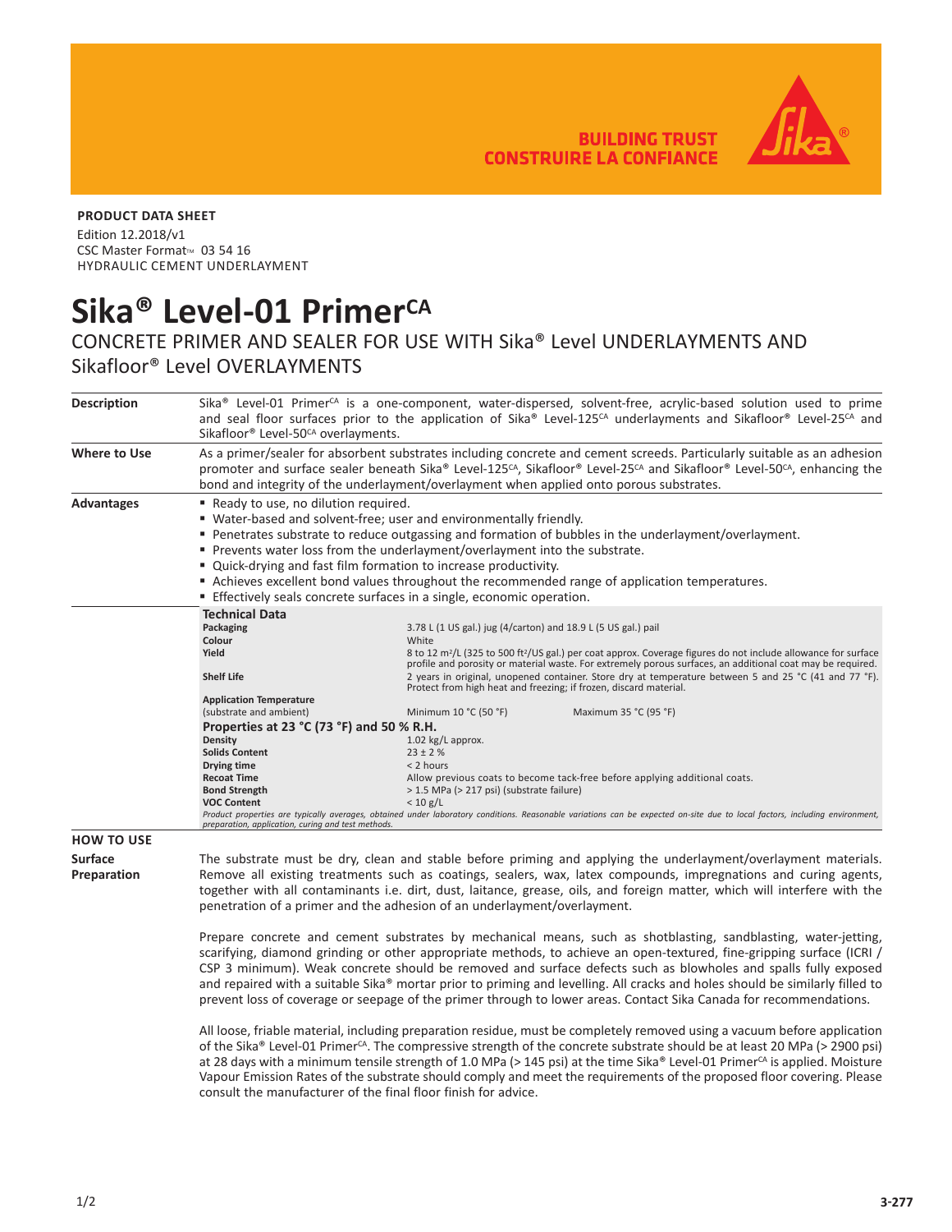BUILDING TRUST
CONSTRUIRE LA CONFIANCE

**PRODUCT DATA SHEET**
Edition 12.2018/v1
CSC Master Format™ 03 54 16
HYDRAULIC CEMENT UNDERLAYMENT

# Sika® Level-01 Primer$^{CA}$

## CONCRETE PRIMER AND SEALER FOR USE WITH Sika® Level UNDERLAYMENTS AND Sikafloor® Level OVERLAYMENTS

**Description**

Sika® Level-01 Primer$^{CA}$ is a one-component, water-dispersed, solvent-free, acrylic-based solution used to prime and seal floor surfaces prior to the application of Sika® Level-125$^{CA}$ underlayments and Sikafloor® Level-25$^{CA}$ and Sikafloor® Level-50$^{CA}$ overlayments.

**Where to Use**

As a primer/sealer for absorbent substrates including concrete and cement screeds. Particularly suitable as an adhesion promoter and surface sealer beneath Sika® Level-125$^{CA}$, Sikafloor® Level-25$^{CA}$ and Sikafloor® Level-50$^{CA}$, enhancing the bond and integrity of the underlayment/overlayment when applied onto porous substrates.

**Advantages**

- Ready to use, no dilution required.
- Water-based and solvent-free; user and environmentally friendly.
- Penetrates substrate to reduce outgassing and formation of bubbles in the underlayment/overlayment.
- Prevents water loss from the underlayment/overlayment into the substrate.
- Quick-drying and fast film formation to increase productivity.
- Achieves excellent bond values throughout the recommended range of application temperatures.
- Effectively seals concrete surfaces in a single, economic operation.

**Technical Data**

| | | |
|---|---|---|
| **Packaging** | 3.78 L (1 US gal.) jug (4/carton) and 18.9 L (5 US gal.) pail | |
| **Colour** | White | |
| **Yield** | 8 to 12 m²/L (325 to 500 ft²/US gal.) per coat approx. Coverage figures do not include allowance for surface profile and porosity or material waste. For extremely porous surfaces, an additional coat may be required. | |
| **Shelf Life** | 2 years in original, unopened container. Store dry at temperature between 5 and 25 °C (41 and 77 °F). Protect from high heat and freezing; if frozen, discard material. | |
| **Application Temperature** (substrate and ambient) | Minimum 10 °C (50 °F) | Maximum 35 °C (95 °F) |

**Properties at 23 °C (73 °F) and 50 % R.H.**

| | |
|---|---|
| **Density** | 1.02 kg/L approx. |
| **Solids Content** | 23 ± 2 % |
| **Drying time** | < 2 hours |
| **Recoat Time** | Allow previous coats to become tack-free before applying additional coats. |
| **Bond Strength** | > 1.5 MPa (> 217 psi) (substrate failure) |
| **VOC Content** | < 10 g/L |

*Product properties are typically averages, obtained under laboratory conditions. Reasonable variations can be expected on-site due to local factors, including environment, preparation, application, curing and test methods.*

## HOW TO USE

**Surface Preparation**

The substrate must be dry, clean and stable before priming and applying the underlayment/overlayment materials. Remove all existing treatments such as coatings, sealers, wax, latex compounds, impregnations and curing agents, together with all contaminants i.e. dirt, dust, laitance, grease, oils, and foreign matter, which will interfere with the penetration of a primer and the adhesion of an underlayment/overlayment.

Prepare concrete and cement substrates by mechanical means, such as shotblasting, sandblasting, water-jetting, scarifying, diamond grinding or other appropriate methods, to achieve an open-textured, fine-gripping surface (ICRI / CSP 3 minimum). Weak concrete should be removed and surface defects such as blowholes and spalls fully exposed and repaired with a suitable Sika® mortar prior to priming and levelling. All cracks and holes should be similarly filled to prevent loss of coverage or seepage of the primer through to lower areas. Contact Sika Canada for recommendations.

All loose, friable material, including preparation residue, must be completely removed using a vacuum before application of the Sika® Level-01 Primer$^{CA}$. The compressive strength of the concrete substrate should be at least 20 MPa (> 2900 psi) at 28 days with a minimum tensile strength of 1.0 MPa (> 145 psi) at the time Sika® Level-01 Primer$^{CA}$ is applied. Moisture Vapour Emission Rates of the substrate should comply and meet the requirements of the proposed floor covering. Please consult the manufacturer of the final floor finish for advice.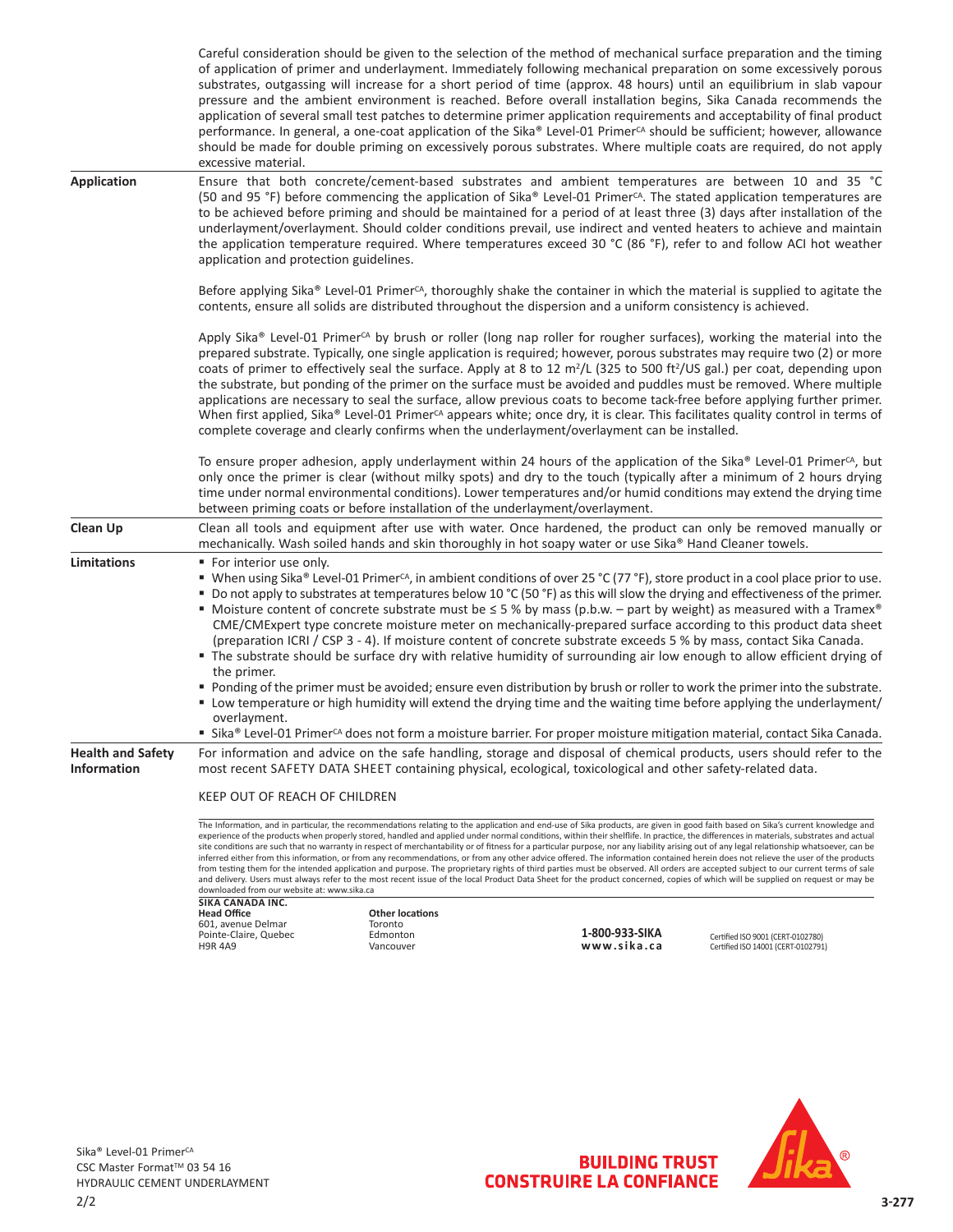Careful consideration should be given to the selection of the method of mechanical surface preparation and the timing of application of primer and underlayment. Immediately following mechanical preparation on some excessively porous substrates, outgassing will increase for a short period of time (approx. 48 hours) until an equilibrium in slab vapour pressure and the ambient environment is reached. Before overall installation begins, Sika Canada recommends the application of several small test patches to determine primer application requirements and acceptability of final product performance. In general, a one-coat application of the Sika® Level-01 Primer[CA] should be sufficient; however, allowance should be made for double priming on excessively porous substrates. Where multiple coats are required, do not apply excessive material.

**Application**

Ensure that both concrete/cement-based substrates and ambient temperatures are between 10 and 35 °C (50 and 95 °F) before commencing the application of Sika® Level-01 Primer[CA]. The stated application temperatures are to be achieved before priming and should be maintained for a period of at least three (3) days after installation of the underlayment/overlayment. Should colder conditions prevail, use indirect and vented heaters to achieve and maintain the application temperature required. Where temperatures exceed 30 °C (86 °F), refer to and follow ACI hot weather application and protection guidelines.

Before applying Sika® Level-01 Primer[CA], thoroughly shake the container in which the material is supplied to agitate the contents, ensure all solids are distributed throughout the dispersion and a uniform consistency is achieved.

Apply Sika® Level-01 Primer[CA] by brush or roller (long nap roller for rougher surfaces), working the material into the prepared substrate. Typically, one single application is required; however, porous substrates may require two (2) or more coats of primer to effectively seal the surface. Apply at 8 to 12 m²/L (325 to 500 ft²/US gal.) per coat, depending upon the substrate, but ponding of the primer on the surface must be avoided and puddles must be removed. Where multiple applications are necessary to seal the surface, allow previous coats to become tack-free before applying further primer. When first applied, Sika® Level-01 Primer[CA] appears white; once dry, it is clear. This facilitates quality control in terms of complete coverage and clearly confirms when the underlayment/overlayment can be installed.

To ensure proper adhesion, apply underlayment within 24 hours of the application of the Sika® Level-01 Primer[CA], but only once the primer is clear (without milky spots) and dry to the touch (typically after a minimum of 2 hours drying time under normal environmental conditions). Lower temperatures and/or humid conditions may extend the drying time between priming coats or before installation of the underlayment/overlayment.

**Clean Up**

Clean all tools and equipment after use with water. Once hardened, the product can only be removed manually or mechanically. Wash soiled hands and skin thoroughly in hot soapy water or use Sika® Hand Cleaner towels.

**Limitations**

- For interior use only.
- When using Sika® Level-01 Primer[CA], in ambient conditions of over 25 °C (77 °F), store product in a cool place prior to use.
- Do not apply to substrates at temperatures below 10 °C (50 °F) as this will slow the drying and effectiveness of the primer.
- Moisture content of concrete substrate must be ≤ 5 % by mass (p.b.w. – part by weight) as measured with a Tramex® CME/CMExpert type concrete moisture meter on mechanically-prepared surface according to this product data sheet (preparation ICRI / CSP 3 - 4). If moisture content of concrete substrate exceeds 5 % by mass, contact Sika Canada.
- The substrate should be surface dry with relative humidity of surrounding air low enough to allow efficient drying of the primer.
- Ponding of the primer must be avoided; ensure even distribution by brush or roller to work the primer into the substrate.
- Low temperature or high humidity will extend the drying time and the waiting time before applying the underlayment/overlayment.
- Sika® Level-01 Primer[CA] does not form a moisture barrier. For proper moisture mitigation material, contact Sika Canada.

**Health and Safety Information**

For information and advice on the safe handling, storage and disposal of chemical products, users should refer to the most recent SAFETY DATA SHEET containing physical, ecological, toxicological and other safety-related data.

KEEP OUT OF REACH OF CHILDREN

The Information, and in particular, the recommendations relating to the application and end-use of Sika products, are given in good faith based on Sika's current knowledge and experience of the products when properly stored, handled and applied under normal conditions, within their shelflife. In practice, the differences in materials, substrates and actual site conditions are such that no warranty in respect of merchantability or of fitness for a particular purpose, nor any liability arising out of any legal relationship whatsoever, can be inferred either from this information, or from any recommendations, or from any other advice offered. The information contained herein does not relieve the user of the products from testing them for the intended application and purpose. The proprietary rights of third parties must be observed. All orders are accepted subject to our current terms of sale and delivery. Users must always refer to the most recent issue of the local Product Data Sheet for the product concerned, copies of which will be supplied on request or may be downloaded from our website at: www.sika.ca

**SIKA CANADA INC.**
**Head Office**
601, avenue Delmar
Pointe-Claire, Quebec
H9R 4A9

**Other locations**
Toronto
Edmonton
Vancouver

**1-800-933-SIKA**
**www.sika.ca**

Certified ISO 9001 (CERT-0102780)
Certified ISO 14001 (CERT-0102791)

Sika® Level-01 Primer[CA]
CSC Master Format™ 03 54 16
HYDRAULIC CEMENT UNDERLAYMENT

**BUILDING TRUST**
**CONSTRUIRE LA CONFIANCE**